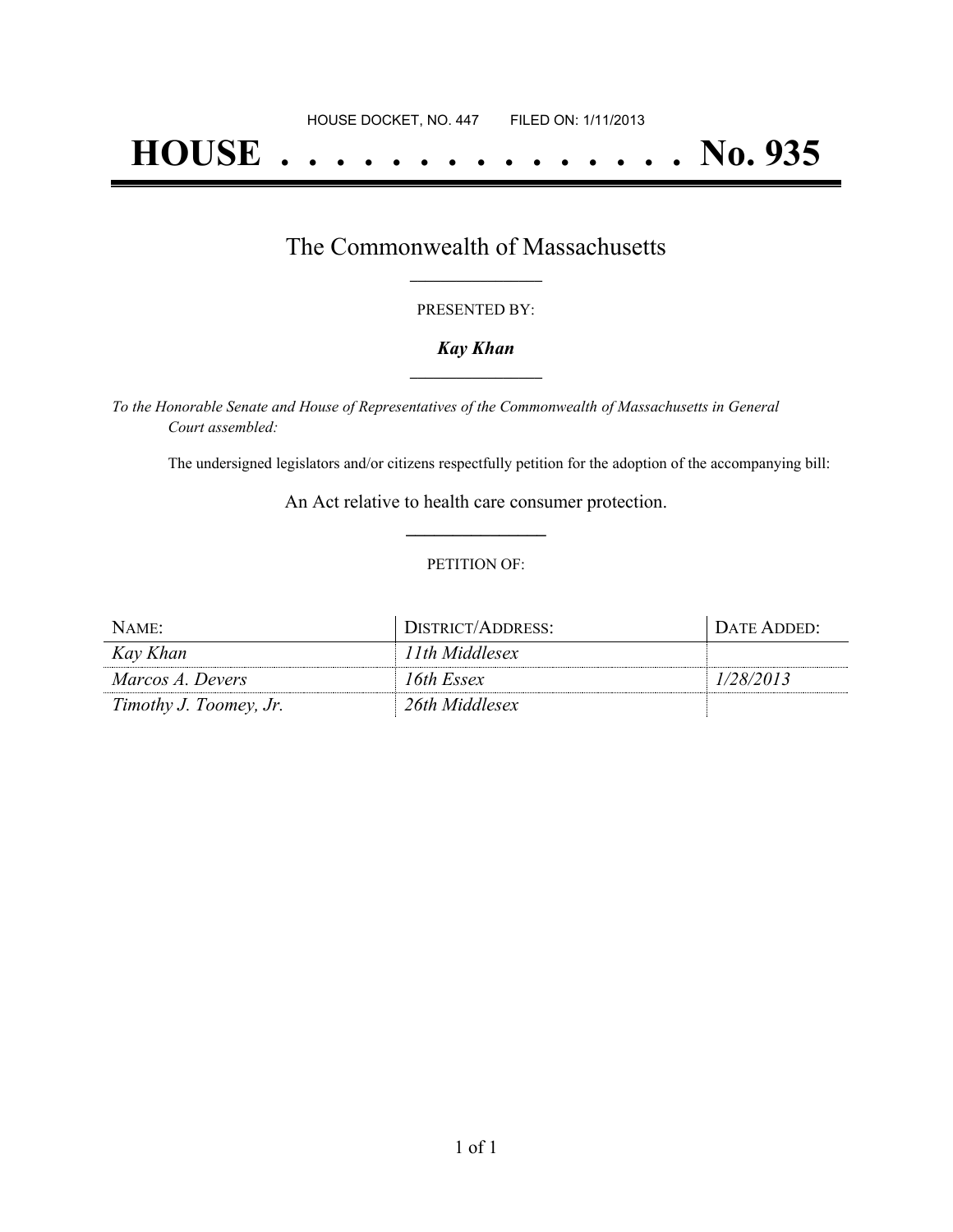HOUSE DOCKET, NO. 447 FILED ON: 1/11/2013

# HOUSE . . . . . . . . . . . . . . . No. 935

## The Commonwealth of Massachusetts

PRESENTED BY:

***Kay Khan***

*To the Honorable Senate and House of Representatives of the Commonwealth of Massachusetts in General Court assembled:*

The undersigned legislators and/or citizens respectfully petition for the adoption of the accompanying bill:

An Act relative to health care consumer protection.

PETITION OF:

| NAME: | DISTRICT/ADDRESS: | DATE ADDED: |
|---|---|---|
| *Kay Khan* | *11th Middlesex* | |
| *Marcos A. Devers* | *16th Essex* | *1/28/2013* |
| *Timothy J. Toomey, Jr.* | *26th Middlesex* | |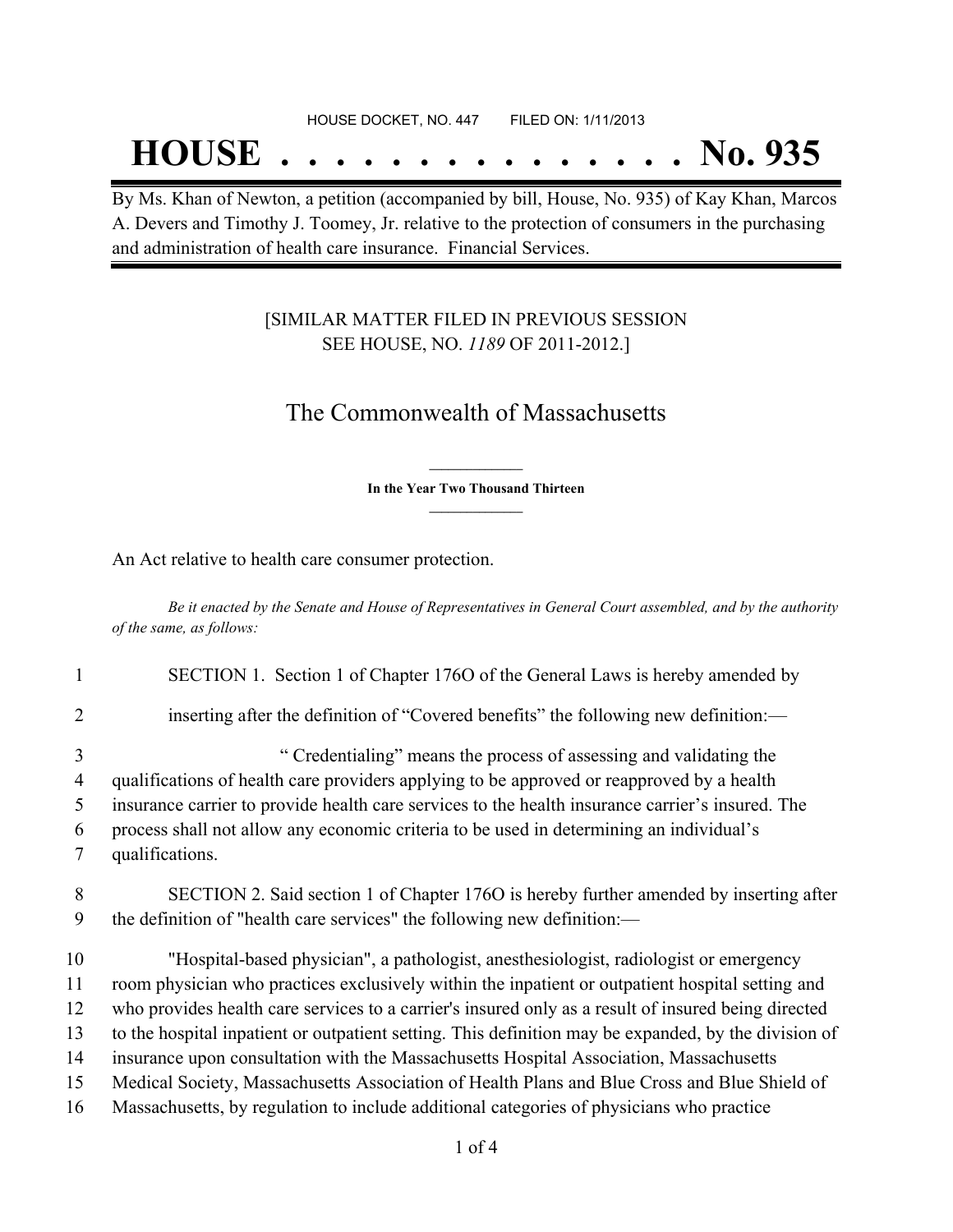HOUSE DOCKET, NO. 447 FILED ON: 1/11/2013

# HOUSE . . . . . . . . . . . . . . . No. 935

By Ms. Khan of Newton, a petition (accompanied by bill, House, No. 935) of Kay Khan, Marcos A. Devers and Timothy J. Toomey, Jr. relative to the protection of consumers in the purchasing and administration of health care insurance. Financial Services.

[SIMILAR MATTER FILED IN PREVIOUS SESSION SEE HOUSE, NO. *1189* OF 2011-2012.]

## The Commonwealth of Massachusetts

**In the Year Two Thousand Thirteen**

An Act relative to health care consumer protection.

*Be it enacted by the Senate and House of Representatives in General Court assembled, and by the authority of the same, as follows:*

1 SECTION 1. Section 1 of Chapter 176O of the General Laws is hereby amended by

2 inserting after the definition of "Covered benefits" the following new definition:—

3 " Credentialing" means the process of assessing and validating the
4 qualifications of health care providers applying to be approved or reapproved by a health
5 insurance carrier to provide health care services to the health insurance carrier's insured. The
6 process shall not allow any economic criteria to be used in determining an individual's
7 qualifications.

8 SECTION 2. Said section 1 of Chapter 176O is hereby further amended by inserting after
9 the definition of "health care services" the following new definition:—

10 "Hospital-based physician", a pathologist, anesthesiologist, radiologist or emergency
11 room physician who practices exclusively within the inpatient or outpatient hospital setting and
12 who provides health care services to a carrier's insured only as a result of insured being directed
13 to the hospital inpatient or outpatient setting. This definition may be expanded, by the division of
14 insurance upon consultation with the Massachusetts Hospital Association, Massachusetts
15 Medical Society, Massachusetts Association of Health Plans and Blue Cross and Blue Shield of
16 Massachusetts, by regulation to include additional categories of physicians who practice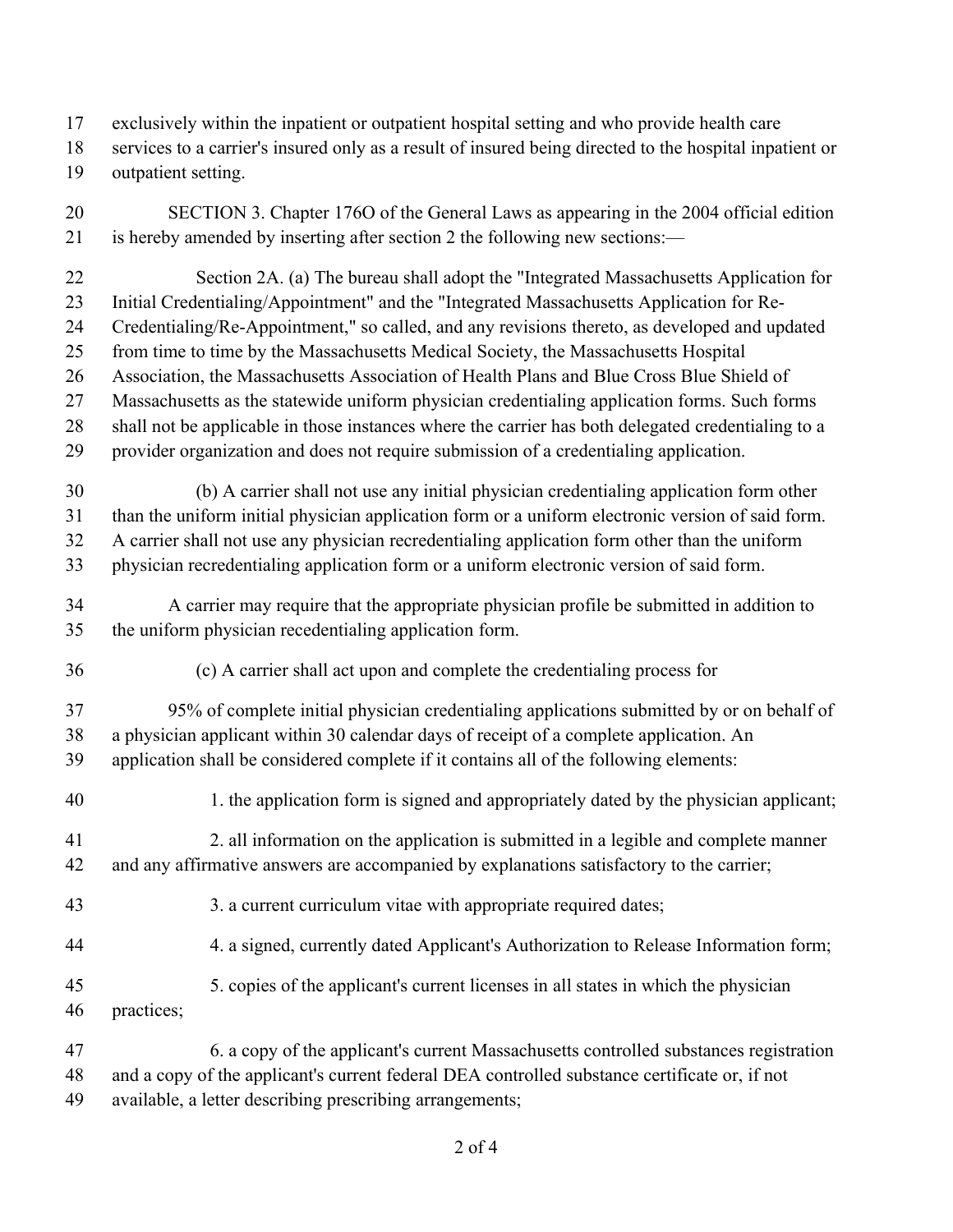exclusively within the inpatient or outpatient hospital setting and who provide health care services to a carrier's insured only as a result of insured being directed to the hospital inpatient or outpatient setting.

SECTION 3. Chapter 176O of the General Laws as appearing in the 2004 official edition is hereby amended by inserting after section 2 the following new sections:—

Section 2A. (a) The bureau shall adopt the "Integrated Massachusetts Application for Initial Credentialing/Appointment" and the "Integrated Massachusetts Application for Re-Credentialing/Re-Appointment," so called, and any revisions thereto, as developed and updated from time to time by the Massachusetts Medical Society, the Massachusetts Hospital Association, the Massachusetts Association of Health Plans and Blue Cross Blue Shield of Massachusetts as the statewide uniform physician credentialing application forms. Such forms shall not be applicable in those instances where the carrier has both delegated credentialing to a provider organization and does not require submission of a credentialing application.

(b) A carrier shall not use any initial physician credentialing application form other than the uniform initial physician application form or a uniform electronic version of said form. A carrier shall not use any physician recredentialing application form other than the uniform physician recredentialing application form or a uniform electronic version of said form.

A carrier may require that the appropriate physician profile be submitted in addition to the uniform physician recedentialing application form.

(c) A carrier shall act upon and complete the credentialing process for

95% of complete initial physician credentialing applications submitted by or on behalf of a physician applicant within 30 calendar days of receipt of a complete application. An application shall be considered complete if it contains all of the following elements:

1. the application form is signed and appropriately dated by the physician applicant;

2. all information on the application is submitted in a legible and complete manner and any affirmative answers are accompanied by explanations satisfactory to the carrier;

3. a current curriculum vitae with appropriate required dates;

4. a signed, currently dated Applicant's Authorization to Release Information form;

5. copies of the applicant's current licenses in all states in which the physician practices;

6. a copy of the applicant's current Massachusetts controlled substances registration and a copy of the applicant's current federal DEA controlled substance certificate or, if not available, a letter describing prescribing arrangements;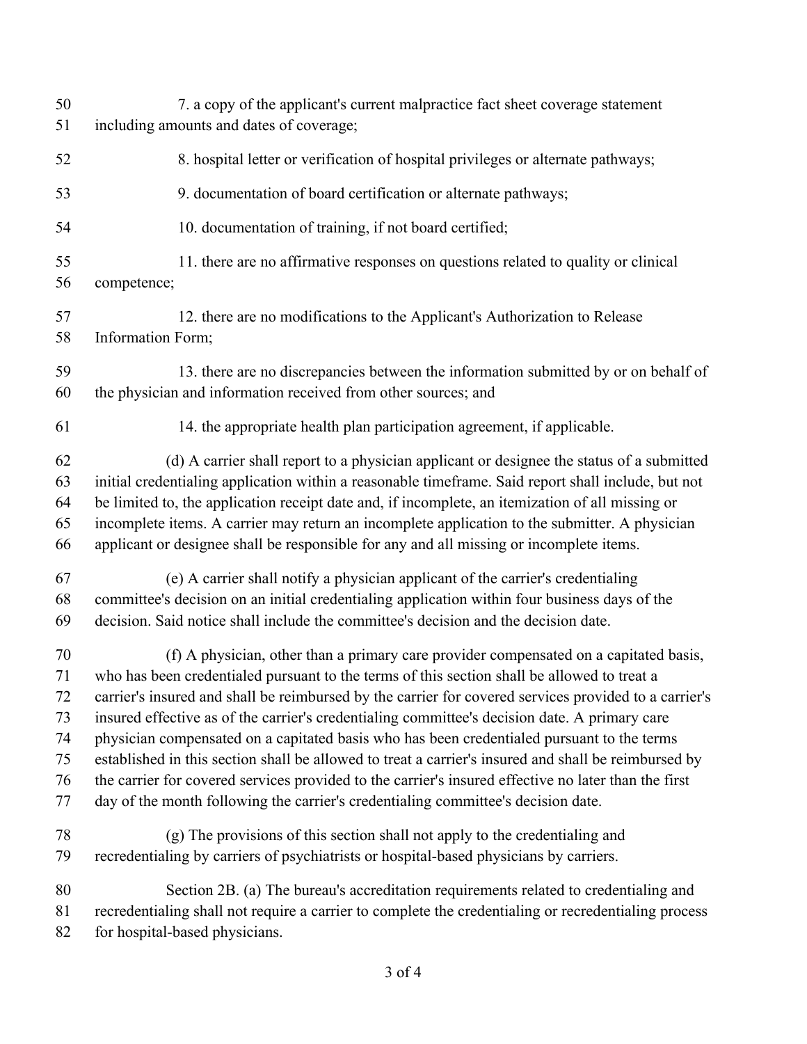7. a copy of the applicant's current malpractice fact sheet coverage statement including amounts and dates of coverage;

8. hospital letter or verification of hospital privileges or alternate pathways;

9. documentation of board certification or alternate pathways;

10. documentation of training, if not board certified;

11. there are no affirmative responses on questions related to quality or clinical competence;

12. there are no modifications to the Applicant's Authorization to Release Information Form;

13. there are no discrepancies between the information submitted by or on behalf of the physician and information received from other sources; and

14. the appropriate health plan participation agreement, if applicable.

(d) A carrier shall report to a physician applicant or designee the status of a submitted initial credentialing application within a reasonable timeframe. Said report shall include, but not be limited to, the application receipt date and, if incomplete, an itemization of all missing or incomplete items. A carrier may return an incomplete application to the submitter. A physician applicant or designee shall be responsible for any and all missing or incomplete items.

(e) A carrier shall notify a physician applicant of the carrier's credentialing committee's decision on an initial credentialing application within four business days of the decision. Said notice shall include the committee's decision and the decision date.

(f) A physician, other than a primary care provider compensated on a capitated basis, who has been credentialed pursuant to the terms of this section shall be allowed to treat a carrier's insured and shall be reimbursed by the carrier for covered services provided to a carrier's insured effective as of the carrier's credentialing committee's decision date. A primary care physician compensated on a capitated basis who has been credentialed pursuant to the terms established in this section shall be allowed to treat a carrier's insured and shall be reimbursed by the carrier for covered services provided to the carrier's insured effective no later than the first day of the month following the carrier's credentialing committee's decision date.

(g) The provisions of this section shall not apply to the credentialing and recredentialing by carriers of psychiatrists or hospital-based physicians by carriers.

Section 2B. (a) The bureau's accreditation requirements related to credentialing and recredentialing shall not require a carrier to complete the credentialing or recredentialing process for hospital-based physicians.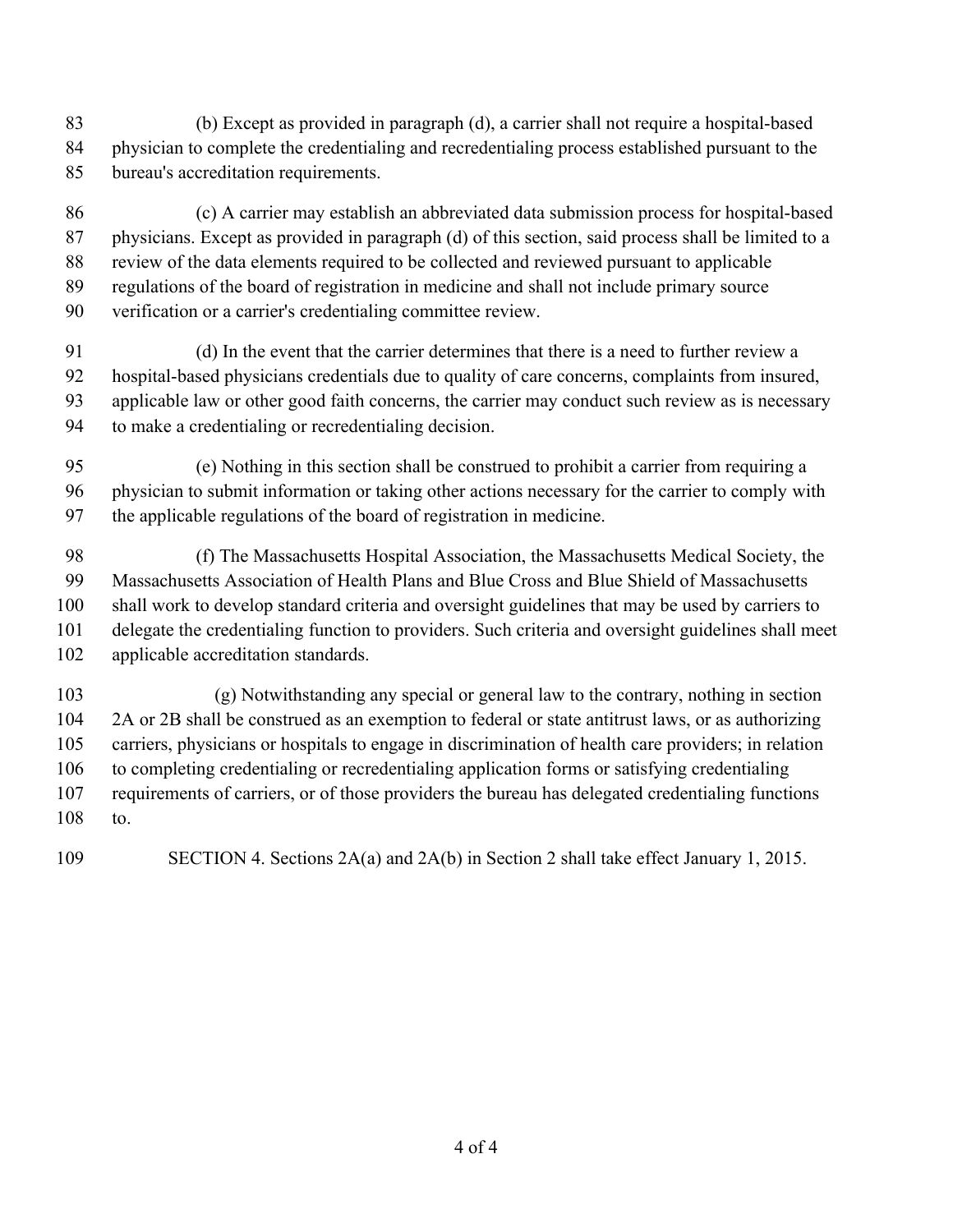(b) Except as provided in paragraph (d), a carrier shall not require a hospital-based physician to complete the credentialing and recredentialing process established pursuant to the bureau's accreditation requirements.

(c) A carrier may establish an abbreviated data submission process for hospital-based physicians. Except as provided in paragraph (d) of this section, said process shall be limited to a review of the data elements required to be collected and reviewed pursuant to applicable regulations of the board of registration in medicine and shall not include primary source verification or a carrier's credentialing committee review.

(d) In the event that the carrier determines that there is a need to further review a hospital-based physicians credentials due to quality of care concerns, complaints from insured, applicable law or other good faith concerns, the carrier may conduct such review as is necessary to make a credentialing or recredentialing decision.

(e) Nothing in this section shall be construed to prohibit a carrier from requiring a physician to submit information or taking other actions necessary for the carrier to comply with the applicable regulations of the board of registration in medicine.

(f) The Massachusetts Hospital Association, the Massachusetts Medical Society, the Massachusetts Association of Health Plans and Blue Cross and Blue Shield of Massachusetts shall work to develop standard criteria and oversight guidelines that may be used by carriers to delegate the credentialing function to providers. Such criteria and oversight guidelines shall meet applicable accreditation standards.

(g) Notwithstanding any special or general law to the contrary, nothing in section 2A or 2B shall be construed as an exemption to federal or state antitrust laws, or as authorizing carriers, physicians or hospitals to engage in discrimination of health care providers; in relation to completing credentialing or recredentialing application forms or satisfying credentialing requirements of carriers, or of those providers the bureau has delegated credentialing functions to.

SECTION 4. Sections 2A(a) and 2A(b) in Section 2 shall take effect January 1, 2015.